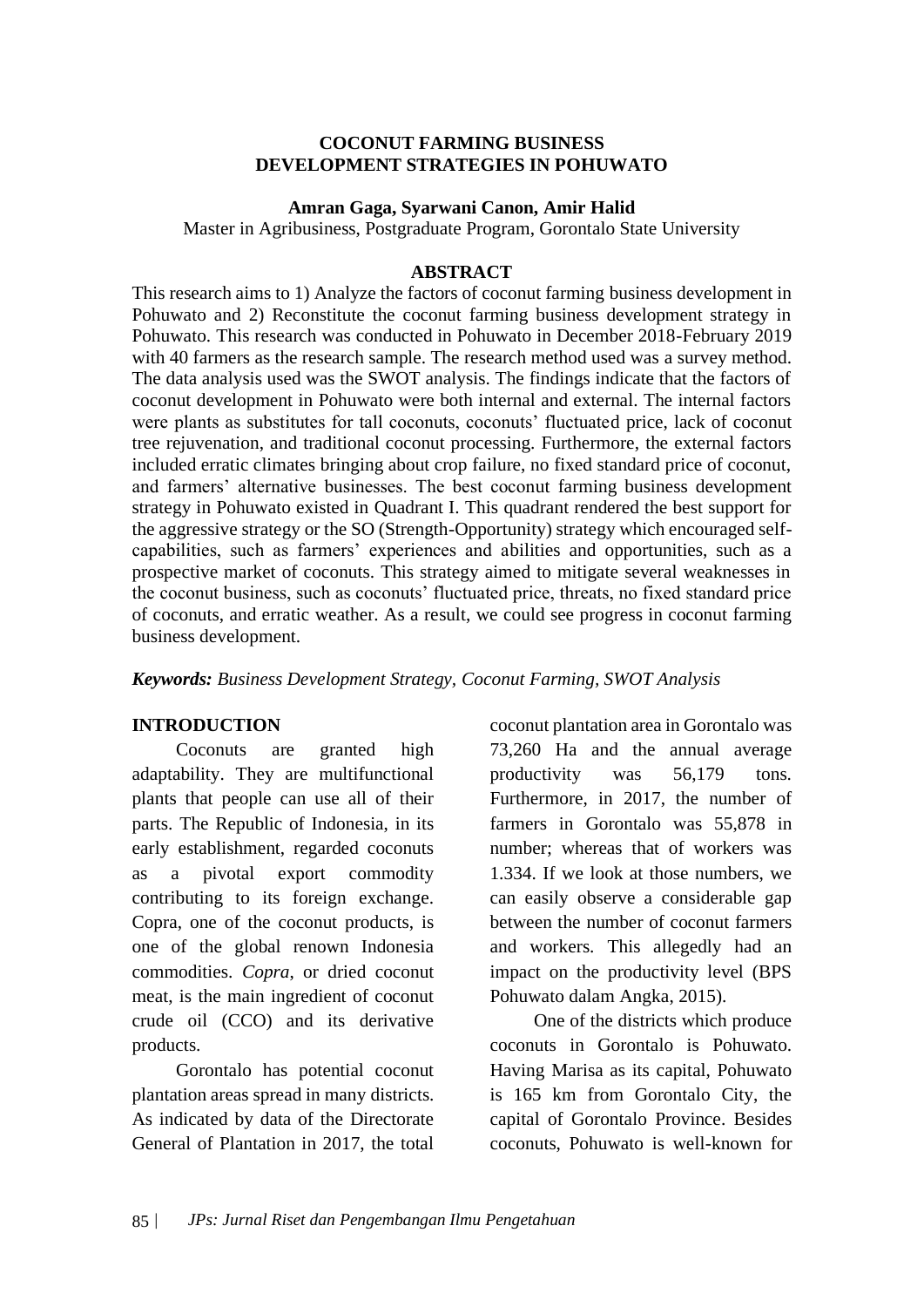# COCONUT FARMING BUSINESS DEVELOPMENT STRATEGIES IN POHUWATO

**Amran Gaga, Syarwani Canon, Amir Halid**

Master in Agribusiness, Postgraduate Program, Gorontalo State University

## ABSTRACT

This research aims to 1) Analyze the factors of coconut farming business development in Pohuwato and 2) Reconstitute the coconut farming business development strategy in Pohuwato. This research was conducted in Pohuwato in December 2018-February 2019 with 40 farmers as the research sample. The research method used was a survey method. The data analysis used was the SWOT analysis. The findings indicate that the factors of coconut development in Pohuwato were both internal and external. The internal factors were plants as substitutes for tall coconuts, coconuts' fluctuated price, lack of coconut tree rejuvenation, and traditional coconut processing. Furthermore, the external factors included erratic climates bringing about crop failure, no fixed standard price of coconut, and farmers' alternative businesses. The best coconut farming business development strategy in Pohuwato existed in Quadrant I. This quadrant rendered the best support for the aggressive strategy or the SO (Strength-Opportunity) strategy which encouraged self-capabilities, such as farmers' experiences and abilities and opportunities, such as a prospective market of coconuts. This strategy aimed to mitigate several weaknesses in the coconut business, such as coconuts' fluctuated price, threats, no fixed standard price of coconuts, and erratic weather. As a result, we could see progress in coconut farming business development.

***Keywords:*** *Business Development Strategy, Coconut Farming, SWOT Analysis*

## INTRODUCTION

Coconuts are granted high adaptability. They are multifunctional plants that people can use all of their parts. The Republic of Indonesia, in its early establishment, regarded coconuts as a pivotal export commodity contributing to its foreign exchange. Copra, one of the coconut products, is one of the global renown Indonesia commodities. *Copra*, or dried coconut meat, is the main ingredient of coconut crude oil (CCO) and its derivative products.

Gorontalo has potential coconut plantation areas spread in many districts. As indicated by data of the Directorate General of Plantation in 2017, the total coconut plantation area in Gorontalo was 73,260 Ha and the annual average productivity was 56,179 tons. Furthermore, in 2017, the number of farmers in Gorontalo was 55,878 in number; whereas that of workers was 1.334. If we look at those numbers, we can easily observe a considerable gap between the number of coconut farmers and workers. This allegedly had an impact on the productivity level (BPS Pohuwato dalam Angka, 2015).

One of the districts which produce coconuts in Gorontalo is Pohuwato. Having Marisa as its capital, Pohuwato is 165 km from Gorontalo City, the capital of Gorontalo Province. Besides coconuts, Pohuwato is well-known for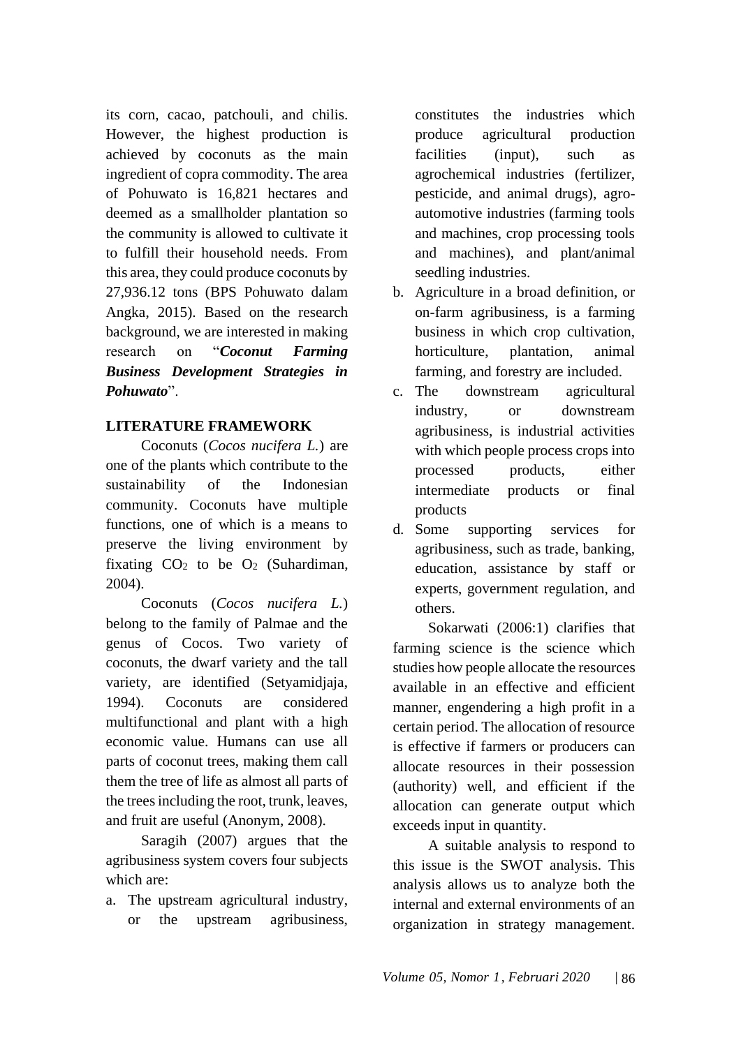its corn, cacao, patchouli, and chilis. However, the highest production is achieved by coconuts as the main ingredient of copra commodity. The area of Pohuwato is 16,821 hectares and deemed as a smallholder plantation so the community is allowed to cultivate it to fulfill their household needs. From this area, they could produce coconuts by 27,936.12 tons (BPS Pohuwato dalam Angka, 2015). Based on the research background, we are interested in making research on "***Coconut Farming Business Development Strategies in Pohuwato***".

## LITERATURE FRAMEWORK

Coconuts (*Cocos nucifera L.*) are one of the plants which contribute to the sustainability of the Indonesian community. Coconuts have multiple functions, one of which is a means to preserve the living environment by fixating $CO_2$ to be $O_2$ (Suhardiman, 2004).

Coconuts (*Cocos nucifera L.*) belong to the family of Palmae and the genus of Cocos. Two variety of coconuts, the dwarf variety and the tall variety, are identified (Setyamidjaja, 1994). Coconuts are considered multifunctional and plant with a high economic value. Humans can use all parts of coconut trees, making them call them the tree of life as almost all parts of the trees including the root, trunk, leaves, and fruit are useful (Anonym, 2008).

Saragih (2007) argues that the agribusiness system covers four subjects which are:

a. The upstream agricultural industry, or the upstream agribusiness, constitutes the industries which produce agricultural production facilities (input), such as agrochemical industries (fertilizer, pesticide, and animal drugs), agro-automotive industries (farming tools and machines, crop processing tools and machines), and plant/animal seedling industries.
b. Agriculture in a broad definition, or on-farm agribusiness, is a farming business in which crop cultivation, horticulture, plantation, animal farming, and forestry are included.
c. The downstream agricultural industry, or downstream agribusiness, is industrial activities with which people process crops into processed products, either intermediate products or final products
d. Some supporting services for agribusiness, such as trade, banking, education, assistance by staff or experts, government regulation, and others.

Sokarwati (2006:1) clarifies that farming science is the science which studies how people allocate the resources available in an effective and efficient manner, engendering a high profit in a certain period. The allocation of resource is effective if farmers or producers can allocate resources in their possession (authority) well, and efficient if the allocation can generate output which exceeds input in quantity.

A suitable analysis to respond to this issue is the SWOT analysis. This analysis allows us to analyze both the internal and external environments of an organization in strategy management.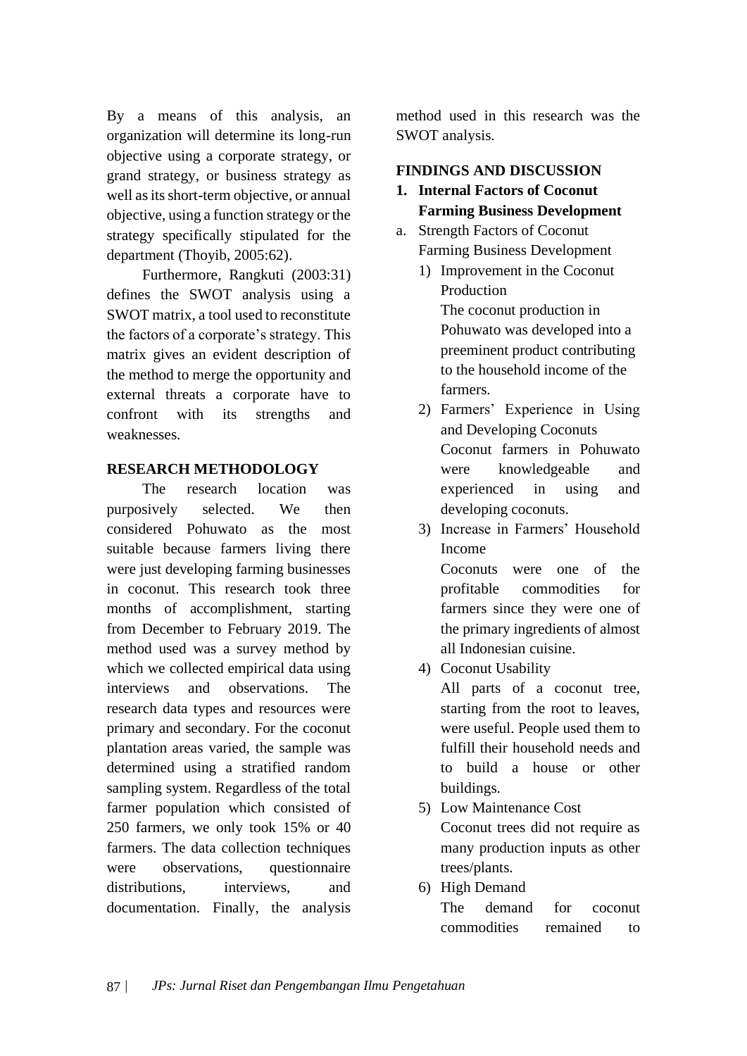By a means of this analysis, an organization will determine its long-run objective using a corporate strategy, or grand strategy, or business strategy as well as its short-term objective, or annual objective, using a function strategy or the strategy specifically stipulated for the department (Thoyib, 2005:62).

Furthermore, Rangkuti (2003:31) defines the SWOT analysis using a SWOT matrix, a tool used to reconstitute the factors of a corporate's strategy. This matrix gives an evident description of the method to merge the opportunity and external threats a corporate have to confront with its strengths and weaknesses.

## RESEARCH METHODOLOGY

The research location was purposively selected. We then considered Pohuwato as the most suitable because farmers living there were just developing farming businesses in coconut. This research took three months of accomplishment, starting from December to February 2019. The method used was a survey method by which we collected empirical data using interviews and observations. The research data types and resources were primary and secondary. For the coconut plantation areas varied, the sample was determined using a stratified random sampling system. Regardless of the total farmer population which consisted of 250 farmers, we only took 15% or 40 farmers. The data collection techniques were observations, questionnaire distributions, interviews, and documentation. Finally, the analysis method used in this research was the SWOT analysis.

## FINDINGS AND DISCUSSION

### 1. Internal Factors of Coconut Farming Business Development

a. Strength Factors of Coconut Farming Business Development

1) Improvement in the Coconut Production
   The coconut production in Pohuwato was developed into a preeminent product contributing to the household income of the farmers.

2) Farmers' Experience in Using and Developing Coconuts
   Coconut farmers in Pohuwato were knowledgeable and experienced in using and developing coconuts.

3) Increase in Farmers' Household Income
   Coconuts were one of the profitable commodities for farmers since they were one of the primary ingredients of almost all Indonesian cuisine.

4) Coconut Usability
   All parts of a coconut tree, starting from the root to leaves, were useful. People used them to fulfill their household needs and to build a house or other buildings.

5) Low Maintenance Cost
   Coconut trees did not require as many production inputs as other trees/plants.

6) High Demand
   The demand for coconut commodities remained to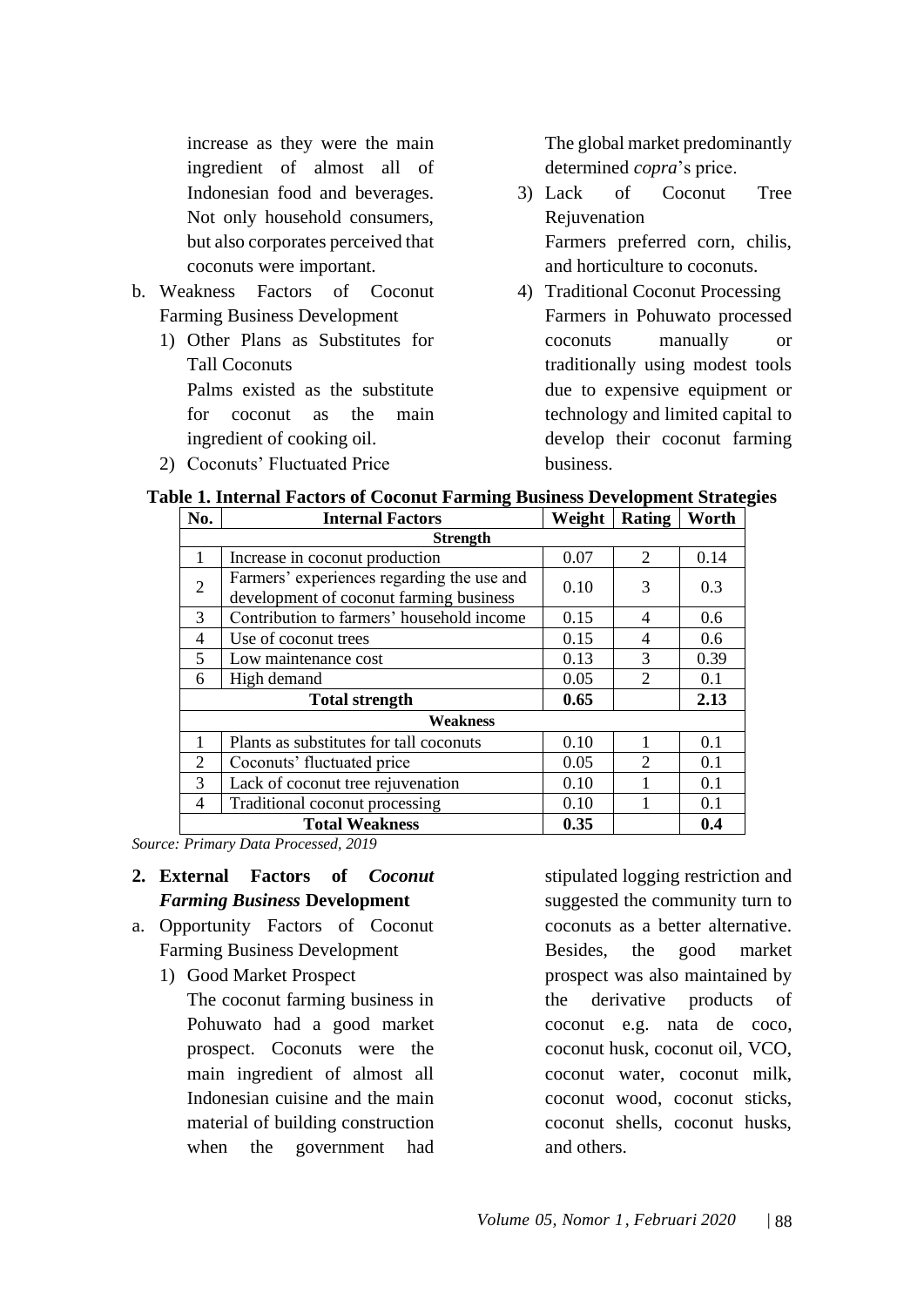increase as they were the main ingredient of almost all of Indonesian food and beverages. Not only household consumers, but also corporates perceived that coconuts were important.

b. Weakness Factors of Coconut Farming Business Development

   1) Other Plans as Substitutes for Tall Coconuts
      Palms existed as the substitute for coconut as the main ingredient of cooking oil.

   2) Coconuts' Fluctuated Price
      The global market predominantly determined *copra*'s price.

   3) Lack of Coconut Tree Rejuvenation
      Farmers preferred corn, chilis, and horticulture to coconuts.

   4) Traditional Coconut Processing
      Farmers in Pohuwato processed coconuts manually or traditionally using modest tools due to expensive equipment or technology and limited capital to develop their coconut farming business.

**Table 1. Internal Factors of Coconut Farming Business Development Strategies**

| No. | Internal Factors | Weight | Rating | Worth |
|---|---|---|---|---|
| **Strength** | | | | |
| 1 | Increase in coconut production | 0.07 | 2 | 0.14 |
| 2 | Farmers' experiences regarding the use and development of coconut farming business | 0.10 | 3 | 0.3 |
| 3 | Contribution to farmers' household income | 0.15 | 4 | 0.6 |
| 4 | Use of coconut trees | 0.15 | 4 | 0.6 |
| 5 | Low maintenance cost | 0.13 | 3 | 0.39 |
| 6 | High demand | 0.05 | 2 | 0.1 |
| **Total strength** | | **0.65** | | **2.13** |
| **Weakness** | | | | |
| 1 | Plants as substitutes for tall coconuts | 0.10 | 1 | 0.1 |
| 2 | Coconuts' fluctuated price | 0.05 | 2 | 0.1 |
| 3 | Lack of coconut tree rejuvenation | 0.10 | 1 | 0.1 |
| 4 | Traditional coconut processing | 0.10 | 1 | 0.1 |
| **Total Weakness** | | **0.35** | | **0.4** |

*Source: Primary Data Processed, 2019*

**2. External Factors of *Coconut Farming Business* Development**

a. Opportunity Factors of Coconut Farming Business Development

   1) Good Market Prospect
      The coconut farming business in Pohuwato had a good market prospect. Coconuts were the main ingredient of almost all Indonesian cuisine and the main material of building construction when the government had stipulated logging restriction and suggested the community turn to coconuts as a better alternative. Besides, the good market prospect was also maintained by the derivative products of coconut e.g. nata de coco, coconut husk, coconut oil, VCO, coconut water, coconut milk, coconut wood, coconut sticks, coconut shells, coconut husks, and others.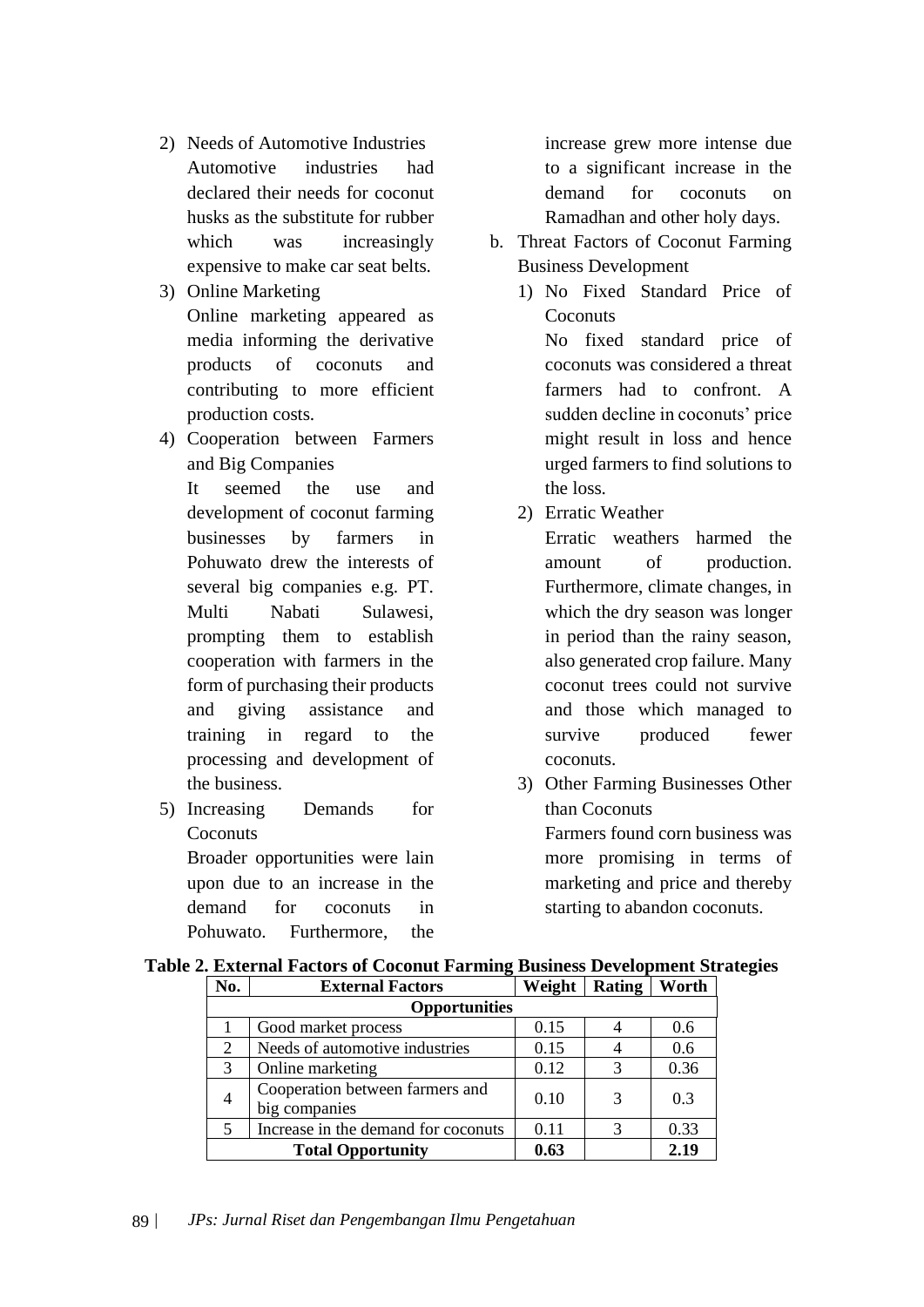2) Needs of Automotive Industries

   Automotive industries had declared their needs for coconut husks as the substitute for rubber which was increasingly expensive to make car seat belts.

3) Online Marketing

   Online marketing appeared as media informing the derivative products of coconuts and contributing to more efficient production costs.

4) Cooperation between Farmers and Big Companies

   It seemed the use and development of coconut farming businesses by farmers in Pohuwato drew the interests of several big companies e.g. PT. Multi Nabati Sulawesi, prompting them to establish cooperation with farmers in the form of purchasing their products and giving assistance and training in regard to the processing and development of the business.

5) Increasing Demands for Coconuts

   Broader opportunities were lain upon due to an increase in the demand for coconuts in Pohuwato. Furthermore, the increase grew more intense due to a significant increase in the demand for coconuts on Ramadhan and other holy days.

b. Threat Factors of Coconut Farming Business Development

1) No Fixed Standard Price of Coconuts

   No fixed standard price of coconuts was considered a threat farmers had to confront. A sudden decline in coconuts' price might result in loss and hence urged farmers to find solutions to the loss.

2) Erratic Weather

   Erratic weathers harmed the amount of production. Furthermore, climate changes, in which the dry season was longer in period than the rainy season, also generated crop failure. Many coconut trees could not survive and those which managed to survive produced fewer coconuts.

3) Other Farming Businesses Other than Coconuts

   Farmers found corn business was more promising in terms of marketing and price and thereby starting to abandon coconuts.

**Table 2. External Factors of Coconut Farming Business Development Strategies**

| No. | External Factors | Weight | Rating | Worth |
|---|---|---|---|---|
| **Opportunities** | | | | |
| 1 | Good market process | 0.15 | 4 | 0.6 |
| 2 | Needs of automotive industries | 0.15 | 4 | 0.6 |
| 3 | Online marketing | 0.12 | 3 | 0.36 |
| 4 | Cooperation between farmers and big companies | 0.10 | 3 | 0.3 |
| 5 | Increase in the demand for coconuts | 0.11 | 3 | 0.33 |
| **Total Opportunity** | | **0.63** | | **2.19** |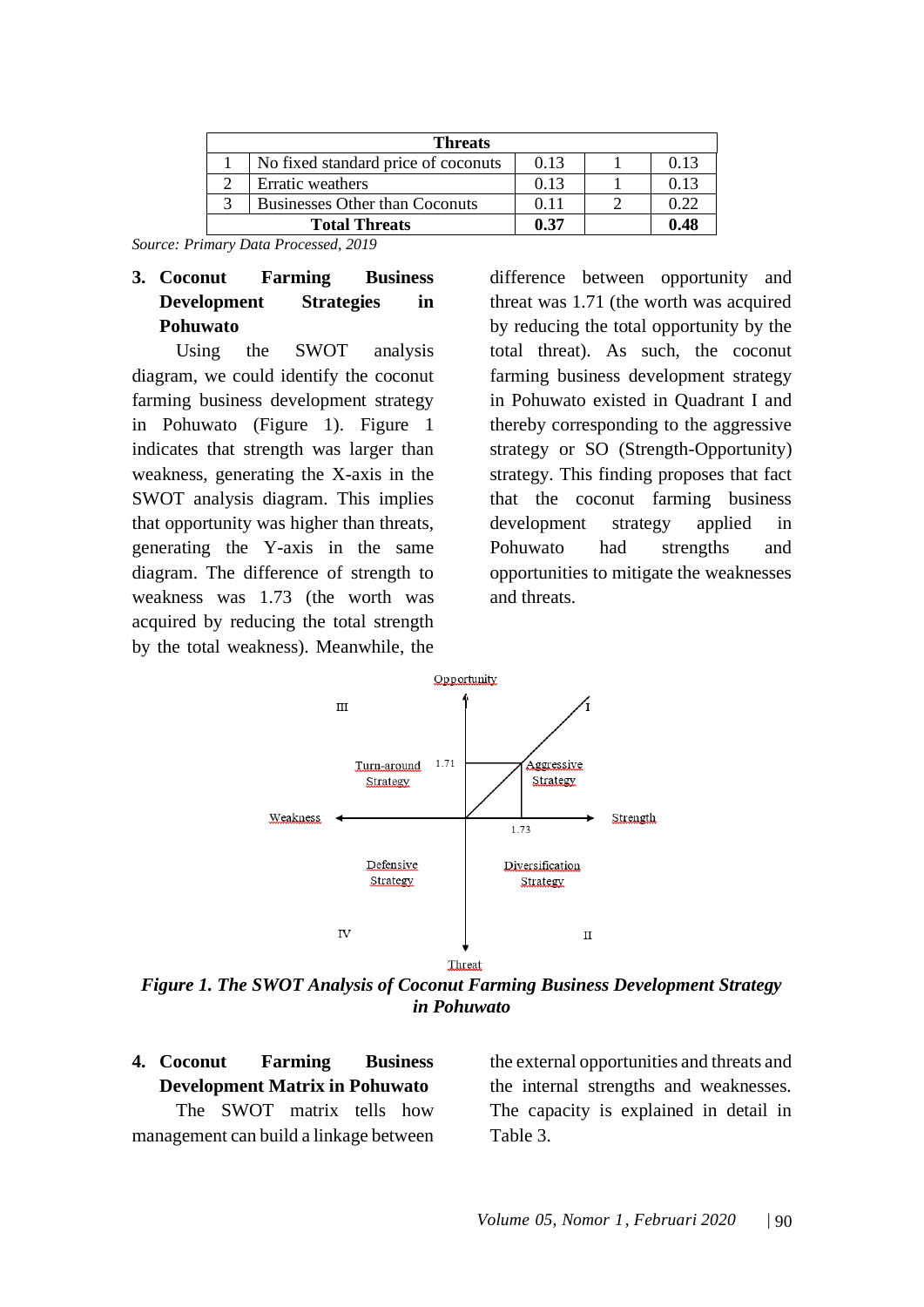| Threats | | | | |
|---|---|---|---|---|
| 1 | No fixed standard price of coconuts | 0.13 | 1 | 0.13 |
| 2 | Erratic weathers | 0.13 | 1 | 0.13 |
| 3 | Businesses Other than Coconuts | 0.11 | 2 | 0.22 |
| **Total Threats** | | **0.37** | | **0.48** |

*Source: Primary Data Processed, 2019*

### 3. Coconut Farming Business Development Strategies in Pohuwato

Using the SWOT analysis diagram, we could identify the coconut farming business development strategy in Pohuwato (Figure 1). Figure 1 indicates that strength was larger than weakness, generating the X-axis in the SWOT analysis diagram. This implies that opportunity was higher than threats, generating the Y-axis in the same diagram. The difference of strength to weakness was 1.73 (the worth was acquired by reducing the total strength by the total weakness). Meanwhile, the difference between opportunity and threat was 1.71 (the worth was acquired by reducing the total opportunity by the total threat). As such, the coconut farming business development strategy in Pohuwato existed in Quadrant I and thereby corresponding to the aggressive strategy or SO (Strength-Opportunity) strategy. This finding proposes that fact that the coconut farming business development strategy applied in Pohuwato had strengths and opportunities to mitigate the weaknesses and threats.

***Figure 1. The SWOT Analysis of Coconut Farming Business Development Strategy in Pohuwato***

### 4. Coconut Farming Business Development Matrix in Pohuwato

The SWOT matrix tells how management can build a linkage between the external opportunities and threats and the internal strengths and weaknesses. The capacity is explained in detail in Table 3.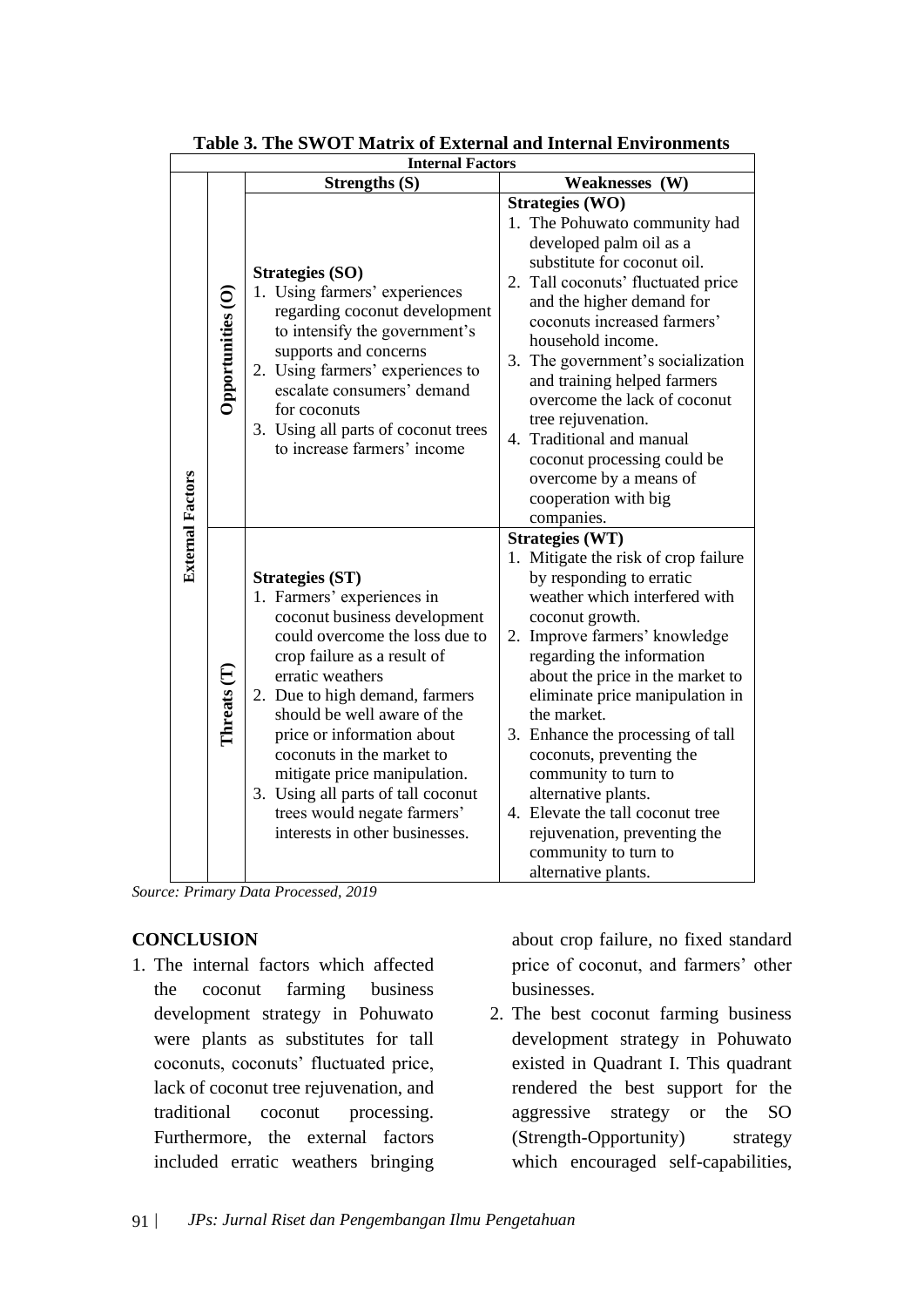**Table 3. The SWOT Matrix of External and Internal Environments**

| External Factors \ Internal Factors | Strengths (S) | Weaknesses (W) |
|---|---|---|
| Opportunities (O) | **Strategies (SO)**<br>1. Using farmers' experiences regarding coconut development to intensify the government's supports and concerns<br>2. Using farmers' experiences to escalate consumers' demand for coconuts<br>3. Using all parts of coconut trees to increase farmers' income | **Strategies (WO)**<br>1. The Pohuwato community had developed palm oil as a substitute for coconut oil.<br>2. Tall coconuts' fluctuated price and the higher demand for coconuts increased farmers' household income.<br>3. The government's socialization and training helped farmers overcome the lack of coconut tree rejuvenation.<br>4. Traditional and manual coconut processing could be overcome by a means of cooperation with big companies. |
| Threats (T) | **Strategies (ST)**<br>1. Farmers' experiences in coconut business development could overcome the loss due to crop failure as a result of erratic weathers<br>2. Due to high demand, farmers should be well aware of the price or information about coconuts in the market to mitigate price manipulation.<br>3. Using all parts of tall coconut trees would negate farmers' interests in other businesses. | **Strategies (WT)**<br>1. Mitigate the risk of crop failure by responding to erratic weather which interfered with coconut growth.<br>2. Improve farmers' knowledge regarding the information about the price in the market to eliminate price manipulation in the market.<br>3. Enhance the processing of tall coconuts, preventing the community to turn to alternative plants.<br>4. Elevate the tall coconut tree rejuvenation, preventing the community to turn to alternative plants. |

*Source: Primary Data Processed, 2019*

## CONCLUSION

1. The internal factors which affected the coconut farming business development strategy in Pohuwato were plants as substitutes for tall coconuts, coconuts' fluctuated price, lack of coconut tree rejuvenation, and traditional coconut processing. Furthermore, the external factors included erratic weathers bringing about crop failure, no fixed standard price of coconut, and farmers' other businesses.
2. The best coconut farming business development strategy in Pohuwato existed in Quadrant I. This quadrant rendered the best support for the aggressive strategy or the SO (Strength-Opportunity) strategy which encouraged self-capabilities,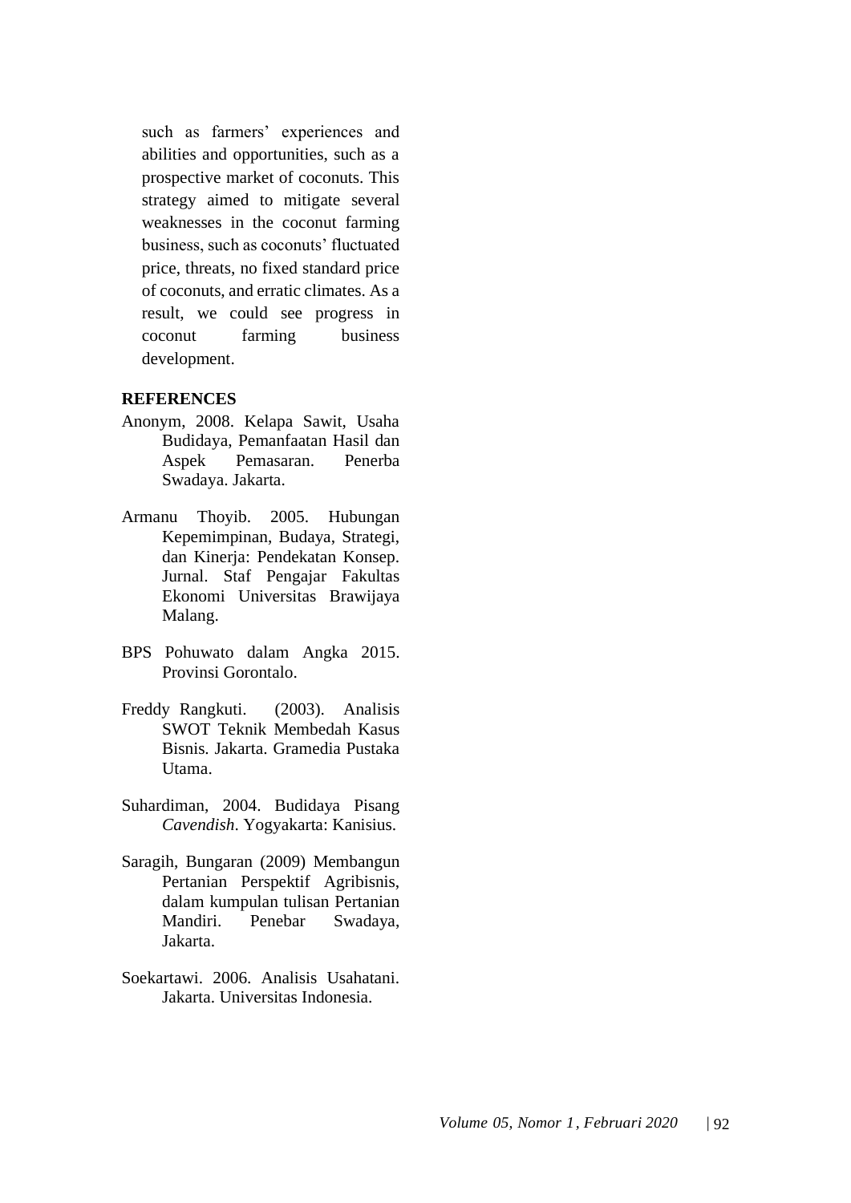such as farmers' experiences and abilities and opportunities, such as a prospective market of coconuts. This strategy aimed to mitigate several weaknesses in the coconut farming business, such as coconuts' fluctuated price, threats, no fixed standard price of coconuts, and erratic climates. As a result, we could see progress in coconut farming business development.

## REFERENCES

Anonym, 2008. Kelapa Sawit, Usaha Budidaya, Pemanfaatan Hasil dan Aspek Pemasaran. Penerba Swadaya. Jakarta.

Armanu Thoyib. 2005. Hubungan Kepemimpinan, Budaya, Strategi, dan Kinerja: Pendekatan Konsep. Jurnal. Staf Pengajar Fakultas Ekonomi Universitas Brawijaya Malang.

BPS Pohuwato dalam Angka 2015. Provinsi Gorontalo.

Freddy Rangkuti. (2003). Analisis SWOT Teknik Membedah Kasus Bisnis. Jakarta. Gramedia Pustaka Utama.

Suhardiman, 2004. Budidaya Pisang *Cavendish*. Yogyakarta: Kanisius.

Saragih, Bungaran (2009) Membangun Pertanian Perspektif Agribisnis, dalam kumpulan tulisan Pertanian Mandiri. Penebar Swadaya, Jakarta.

Soekartawi. 2006. Analisis Usahatani. Jakarta. Universitas Indonesia.